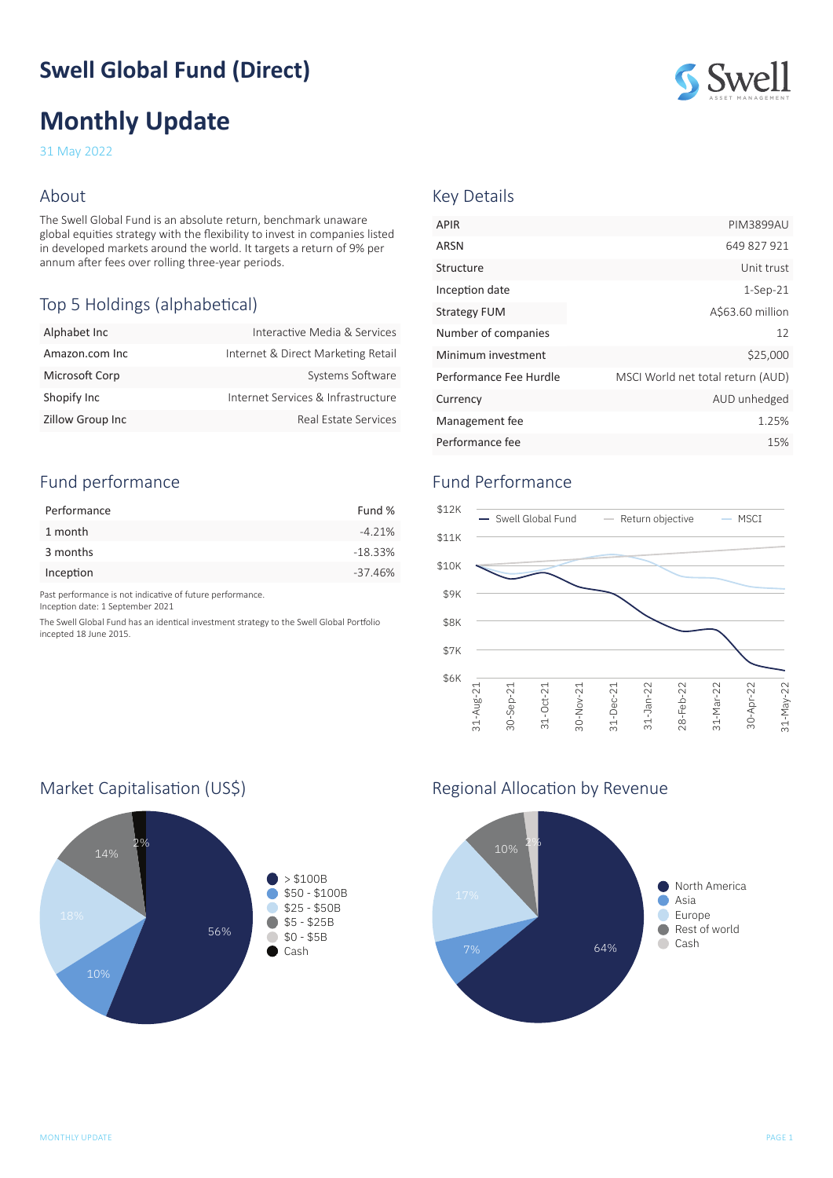# Swell Global Fund (Direct)

# Monthly Update

31 May 2022

## About

The Swell Global Fund is an absolute return, benchmark unaware global equities strategy with the flexibility to invest in companies listed in developed markets around the world. It targets a return of 9% per annum after fees over rolling three-year periods.

## Top 5 Holdings (alphabetical)

| | |
|---|---|
| Alphabet Inc | Interactive Media & Services |
| Amazon.com Inc | Internet & Direct Marketing Retail |
| Microsoft Corp | Systems Software |
| Shopify Inc | Internet Services & Infrastructure |
| Zillow Group Inc | Real Estate Services |

## Key Details

| | |
|---|---|
| APIR | PIM3899AU |
| ARSN | 649 827 921 |
| Structure | Unit trust |
| Inception date | 1-Sep-21 |
| Strategy FUM | A$63.60 million |
| Number of companies | 12 |
| Minimum investment | $25,000 |
| Performance Fee Hurdle | MSCI World net total return (AUD) |
| Currency | AUD unhedged |
| Management fee | 1.25% |
| Performance fee | 15% |

## Fund performance

| Performance | Fund % |
|---|---|
| 1 month | -4.21% |
| 3 months | -18.33% |
| Inception | -37.46% |

Past performance is not indicative of future performance.
Inception date: 1 September 2021

The Swell Global Fund has an identical investment strategy to the Swell Global Portfolio incepted 18 June 2015.

## Fund Performance

Legend: Swell Global Fund, Return objective, MSCI

Y-axis: $6K, $7K, $8K, $9K, $10K, $11K, $12K

X-axis: 31-Aug-21, 30-Sep-21, 31-Oct-21, 30-Nov-21, 31-Dec-21, 31-Jan-22, 28-Feb-22, 31-Mar-22, 30-Apr-22, 31-May-22

## Market Capitalisation (US$)

| Category | % |
|---|---|
| > $100B | 56% |
| $50 - $100B | 10% |
| $25 - $50B | 18% |
| $5 - $25B | 14% |
| $0 - $5B | |
| Cash | 2% |

## Regional Allocation by Revenue

| Region | % |
|---|---|
| North America | 64% |
| Asia | 7% |
| Europe | 17% |
| Rest of world | 10% |
| Cash | 2% |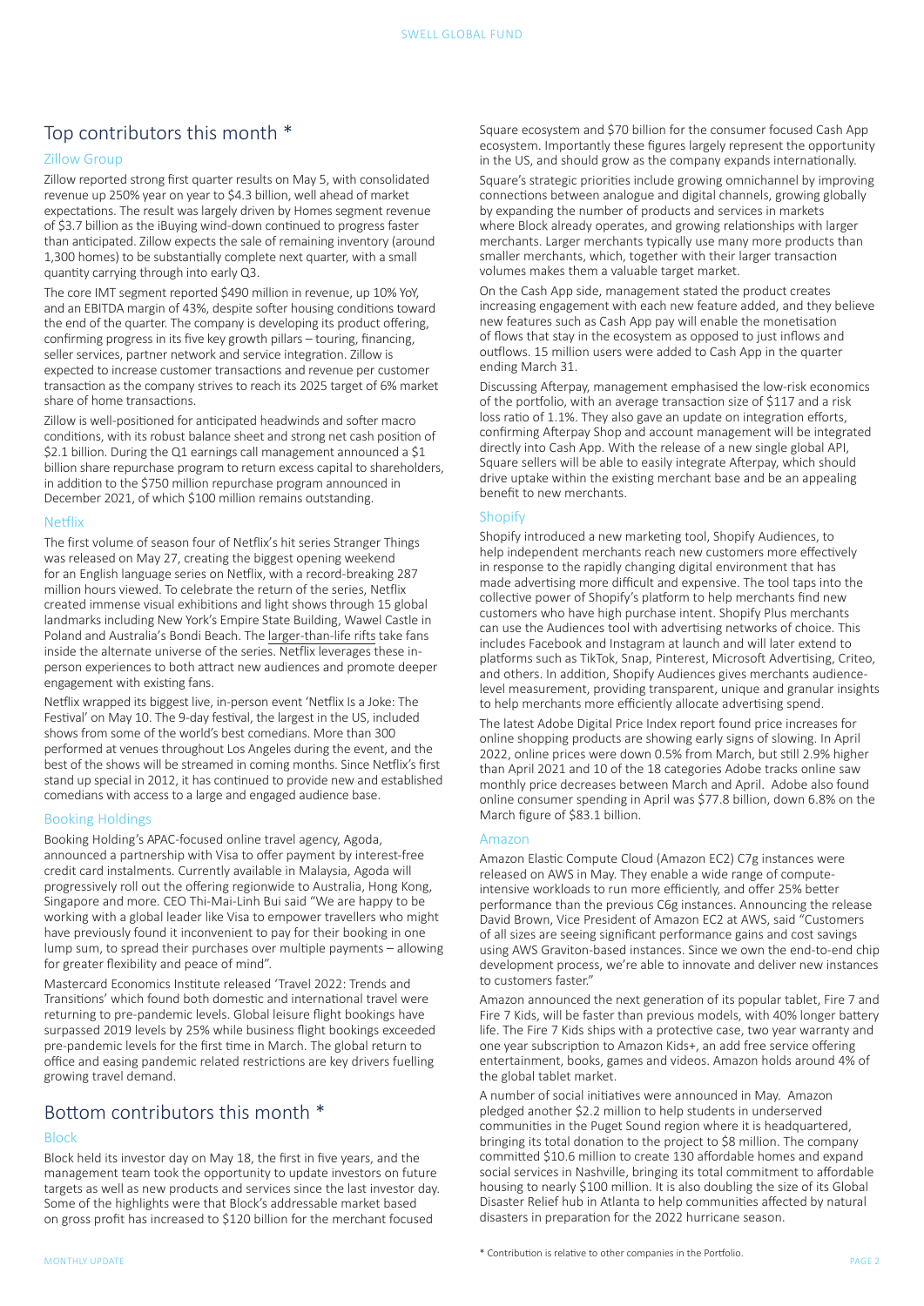## Top contributors this month *

### Zillow Group

Zillow reported strong first quarter results on May 5, with consolidated revenue up 250% year on year to $4.3 billion, well ahead of market expectations. The result was largely driven by Homes segment revenue of $3.7 billion as the iBuying wind-down continued to progress faster than anticipated. Zillow expects the sale of remaining inventory (around 1,300 homes) to be substantially complete next quarter, with a small quantity carrying through into early Q3.

The core IMT segment reported $490 million in revenue, up 10% YoY, and an EBITDA margin of 43%, despite softer housing conditions toward the end of the quarter. The company is developing its product offering, confirming progress in its five key growth pillars – touring, financing, seller services, partner network and service integration. Zillow is expected to increase customer transactions and revenue per customer transaction as the company strives to reach its 2025 target of 6% market share of home transactions.

Zillow is well-positioned for anticipated headwinds and softer macro conditions, with its robust balance sheet and strong net cash position of $2.1 billion. During the Q1 earnings call management announced a $1 billion share repurchase program to return excess capital to shareholders, in addition to the $750 million repurchase program announced in December 2021, of which $100 million remains outstanding.

### Netflix

The first volume of season four of Netflix's hit series Stranger Things was released on May 27, creating the biggest opening weekend for an English language series on Netflix, with a record-breaking 287 million hours viewed. To celebrate the return of the series, Netflix created immense visual exhibitions and light shows through 15 global landmarks including New York's Empire State Building, Wawel Castle in Poland and Australia's Bondi Beach. The larger-than-life rifts take fans inside the alternate universe of the series. Netflix leverages these in-person experiences to both attract new audiences and promote deeper engagement with existing fans.

Netflix wrapped its biggest live, in-person event 'Netflix Is a Joke: The Festival' on May 10. The 9-day festival, the largest in the US, included shows from some of the world's best comedians. More than 300 performed at venues throughout Los Angeles during the event, and the best of the shows will be streamed in coming months. Since Netflix's first stand up special in 2012, it has continued to provide new and established comedians with access to a large and engaged audience base.

### Booking Holdings

Booking Holding's APAC-focused online travel agency, Agoda, announced a partnership with Visa to offer payment by interest-free credit card instalments. Currently available in Malaysia, Agoda will progressively roll out the offering regionwide to Australia, Hong Kong, Singapore and more. CEO Thi-Mai-Linh Bui said "We are happy to be working with a global leader like Visa to empower travellers who might have previously found it inconvenient to pay for their booking in one lump sum, to spread their purchases over multiple payments – allowing for greater flexibility and peace of mind".

Mastercard Economics Institute released 'Travel 2022: Trends and Transitions' which found both domestic and international travel were returning to pre-pandemic levels. Global leisure flight bookings have surpassed 2019 levels by 25% while business flight bookings exceeded pre-pandemic levels for the first time in March. The global return to office and easing pandemic related restrictions are key drivers fuelling growing travel demand.

## Bottom contributors this month *

### Block

Block held its investor day on May 18, the first in five years, and the management team took the opportunity to update investors on future targets as well as new products and services since the last investor day. Some of the highlights were that Block's addressable market based on gross profit has increased to $120 billion for the merchant focused Square ecosystem and $70 billion for the consumer focused Cash App ecosystem. Importantly these figures largely represent the opportunity in the US, and should grow as the company expands internationally.

Square's strategic priorities include growing omnichannel by improving connections between analogue and digital channels, growing globally by expanding the number of products and services in markets where Block already operates, and growing relationships with larger merchants. Larger merchants typically use many more products than smaller merchants, which, together with their larger transaction volumes makes them a valuable target market.

On the Cash App side, management stated the product creates increasing engagement with each new feature added, and they believe new features such as Cash App pay will enable the monetisation of flows that stay in the ecosystem as opposed to just inflows and outflows. 15 million users were added to Cash App in the quarter ending March 31.

Discussing Afterpay, management emphasised the low-risk economics of the portfolio, with an average transaction size of $117 and a risk loss ratio of 1.1%. They also gave an update on integration efforts, confirming Afterpay Shop and account management will be integrated directly into Cash App. With the release of a new single global API, Square sellers will be able to easily integrate Afterpay, which should drive uptake within the existing merchant base and be an appealing benefit to new merchants.

### Shopify

Shopify introduced a new marketing tool, Shopify Audiences, to help independent merchants reach new customers more effectively in response to the rapidly changing digital environment that has made advertising more difficult and expensive. The tool taps into the collective power of Shopify's platform to help merchants find new customers who have high purchase intent. Shopify Plus merchants can use the Audiences tool with advertising networks of choice. This includes Facebook and Instagram at launch and will later extend to platforms such as TikTok, Snap, Pinterest, Microsoft Advertising, Criteo, and others. In addition, Shopify Audiences gives merchants audience-level measurement, providing transparent, unique and granular insights to help merchants more efficiently allocate advertising spend.

The latest Adobe Digital Price Index report found price increases for online shopping products are showing early signs of slowing. In April 2022, online prices were down 0.5% from March, but still 2.9% higher than April 2021 and 10 of the 18 categories Adobe tracks online saw monthly price decreases between March and April. Adobe also found online consumer spending in April was $77.8 billion, down 6.8% on the March figure of $83.1 billion.

### Amazon

Amazon Elastic Compute Cloud (Amazon EC2) C7g instances were released on AWS in May. They enable a wide range of compute-intensive workloads to run more efficiently, and offer 25% better performance than the previous C6g instances. Announcing the release David Brown, Vice President of Amazon EC2 at AWS, said "Customers of all sizes are seeing significant performance gains and cost savings using AWS Graviton-based instances. Since we own the end-to-end chip development process, we're able to innovate and deliver new instances to customers faster."

Amazon announced the next generation of its popular tablet, Fire 7 and Fire 7 Kids, will be faster than previous models, with 40% longer battery life. The Fire 7 Kids ships with a protective case, two year warranty and one year subscription to Amazon Kids+, an add free service offering entertainment, books, games and videos. Amazon holds around 4% of the global tablet market.

A number of social initiatives were announced in May. Amazon pledged another $2.2 million to help students in underserved communities in the Puget Sound region where it is headquartered, bringing its total donation to the project to $8 million. The company committed $10.6 million to create 130 affordable homes and expand social services in Nashville, bringing its total commitment to affordable housing to nearly $100 million. It is also doubling the size of its Global Disaster Relief hub in Atlanta to help communities affected by natural disasters in preparation for the 2022 hurricane season.

* Contribution is relative to other companies in the Portfolio.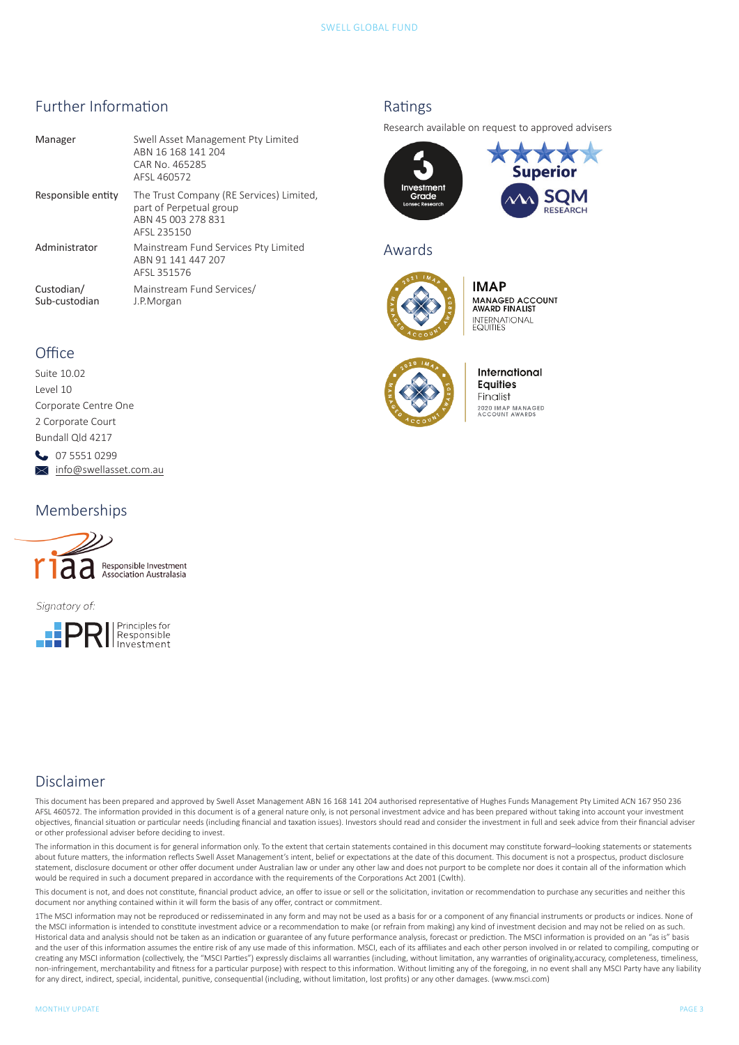## Further Information

| | |
|---|---|
| Manager | Swell Asset Management Pty Limited<br>ABN 16 168 141 204<br>CAR No. 465285<br>AFSL 460572 |
| Responsible entity | The Trust Company (RE Services) Limited, part of Perpetual group<br>ABN 45 003 278 831<br>AFSL 235150 |
| Administrator | Mainstream Fund Services Pty Limited<br>ABN 91 141 447 207<br>AFSL 351576 |
| Custodian/ Sub-custodian | Mainstream Fund Services/ J.P.Morgan |

## Office

Suite 10.02
Level 10
Corporate Centre One
2 Corporate Court
Bundall Qld 4217

07 5551 0299
info@swellasset.com.au

## Memberships

riaa Responsible Investment Association Australasia

*Signatory of:*

PRI Principles for Responsible Investment

## Ratings

Research available on request to approved advisers

Investment Grade Lonsec Research

Superior SQM Research

## Awards

**IMAP**
MANAGED ACCOUNT AWARD FINALIST
INTERNATIONAL EQUITIES

**International Equities**
Finalist
2020 IMAP MANAGED ACCOUNT AWARDS

## Disclaimer

This document has been prepared and approved by Swell Asset Management ABN 16 168 141 204 authorised representative of Hughes Funds Management Pty Limited ACN 167 950 236 AFSL 460572. The information provided in this document is of a general nature only, is not personal investment advice and has been prepared without taking into account your investment objectives, financial situation or particular needs (including financial and taxation issues). Investors should read and consider the investment in full and seek advice from their financial adviser or other professional adviser before deciding to invest.

The information in this document is for general information only. To the extent that certain statements contained in this document may constitute forward–looking statements or statements about future matters, the information reflects Swell Asset Management's intent, belief or expectations at the date of this document. This document is not a prospectus, product disclosure statement, disclosure document or other offer document under Australian law or under any other law and does not purport to be complete nor does it contain all of the information which would be required in such a document prepared in accordance with the requirements of the Corporations Act 2001 (Cwlth).

This document is not, and does not constitute, financial product advice, an offer to issue or sell or the solicitation, invitation or recommendation to purchase any securities and neither this document nor anything contained within it will form the basis of any offer, contract or commitment.

1The MSCI information may not be reproduced or redisseminated in any form and may not be used as a basis for or a component of any financial instruments or products or indices. None of the MSCI information is intended to constitute investment advice or a recommendation to make (or refrain from making) any kind of investment decision and may not be relied on as such. Historical data and analysis should not be taken as an indication or guarantee of any future performance analysis, forecast or prediction. The MSCI information is provided on an "as is" basis and the user of this information assumes the entire risk of any use made of this information. MSCI, each of its affiliates and each other person involved in or related to compiling, computing or creating any MSCI information (collectively, the "MSCI Parties") expressly disclaims all warranties (including, without limitation, any warranties of originality,accuracy, completeness, timeliness, non-infringement, merchantability and fitness for a particular purpose) with respect to this information. Without limiting any of the foregoing, in no event shall any MSCI Party have any liability for any direct, indirect, special, incidental, punitive, consequential (including, without limitation, lost profits) or any other damages. (www.msci.com)